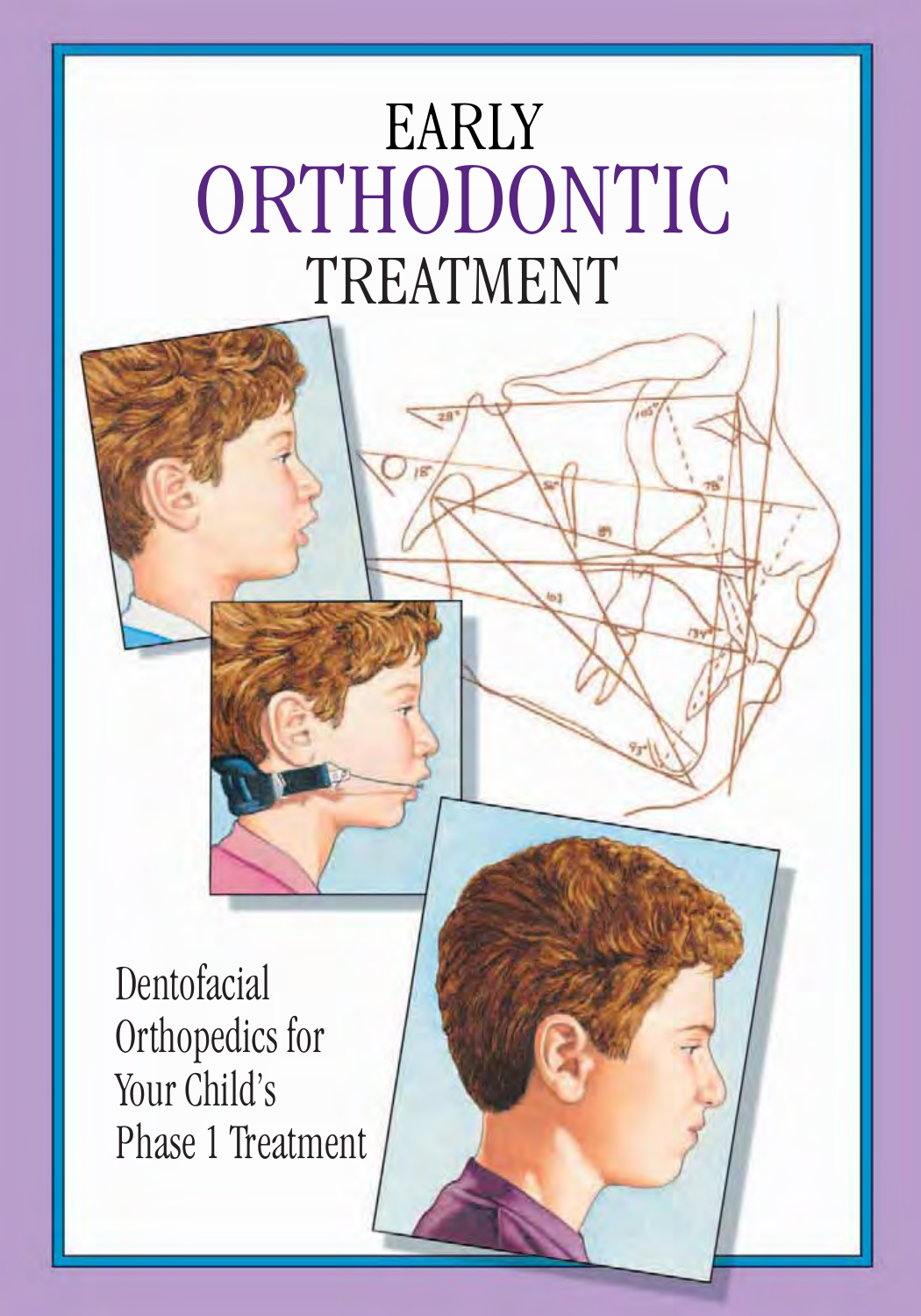# EARLY ORTHODONTIC TREATMENT

Dentofacial Orthopedics for Your Child's Phase 1 Treatment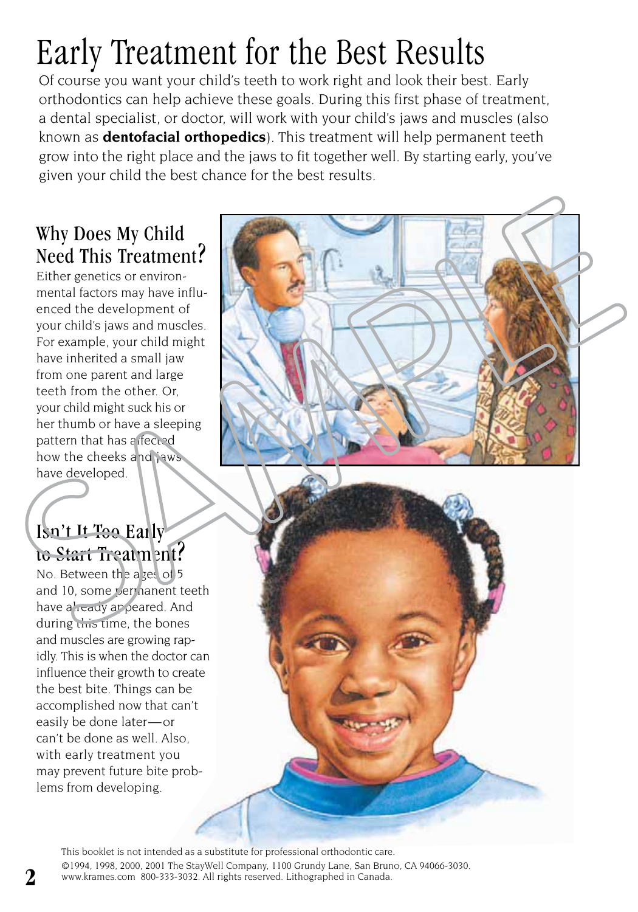# Early Treatment for the Best Results

Of course you want your child's teeth to work right and look their best. Early orthodontics can help achieve these goals. During this first phase of treatment, a dental specialist, or doctor, will work with your child's jaws and muscles (also known as **dentofacial orthopedics**). This treatment will help permanent teeth grow into the right place and the jaws to fit together well. By starting early, you've given your child the best chance for the best results.

## Why Does My Child Need This Treatment?

Either genetics or environmental factors may have influenced the development of your child's jaws and muscles. For example, your child might have inherited a small jaw from one parent and large teeth from the other. Or, your child might suck his or her thumb or have a sleeping pattern that has affected how the cheeks and jaws have developed.

## Isn't It Too Early to Start Treatment?

No. Between the ages of 5 and 10, some permanent teeth have already appeared. And during this time, the bones and muscles are growing rapidly. This is when the doctor can influence their growth to create the best bite. Things can be accomplished now that can't easily be done later—or can't be done as well. Also, with early treatment you may prevent future bite problems from developing.

This booklet is not intended as a substitute for professional orthodontic care.
©1994, 1998, 2000, 2001 The StayWell Company, 1100 Grundy Lane, San Bruno, CA 94066-3030. www.krames.com 800-333-3032. All rights reserved. Lithographed in Canada.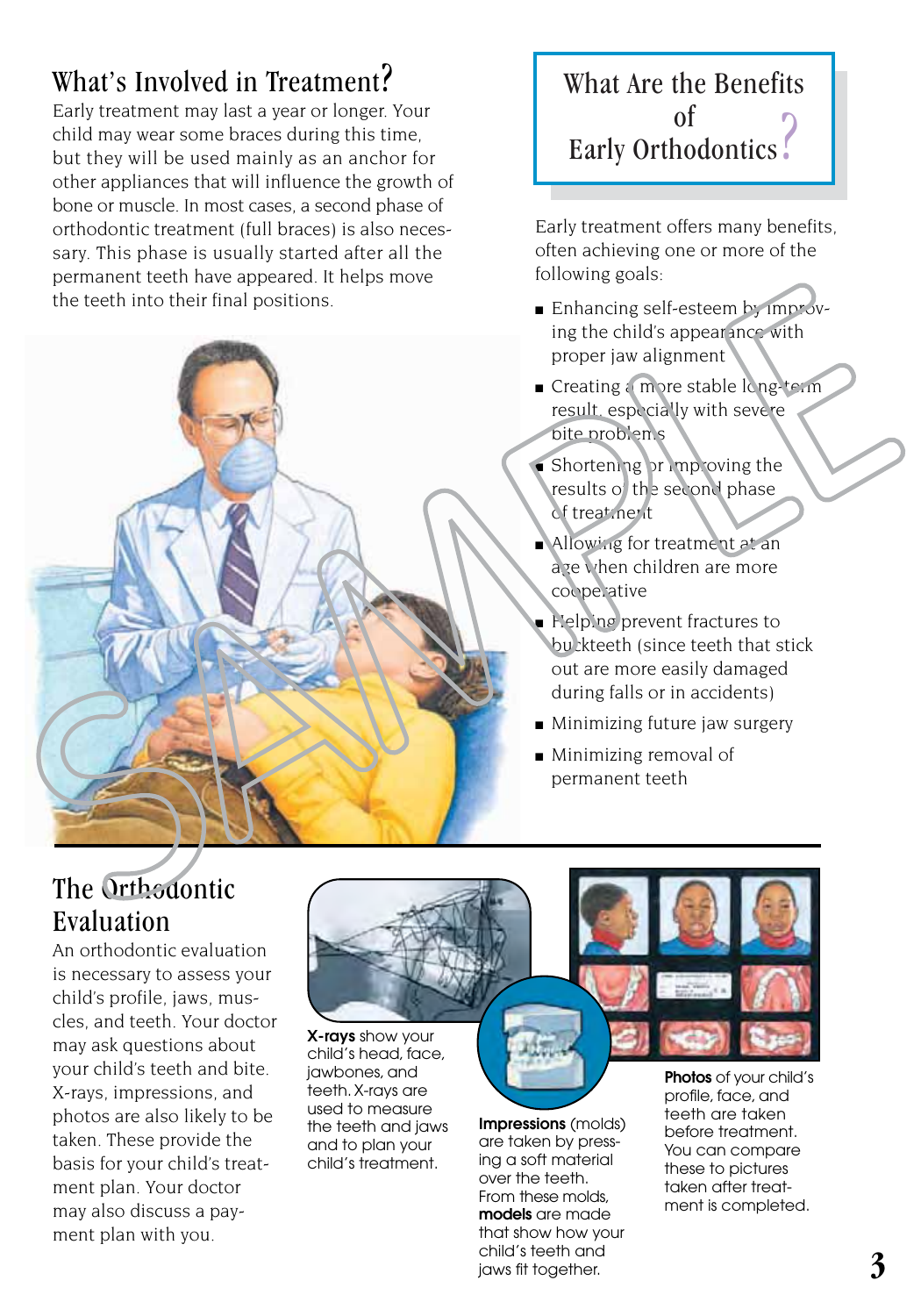## What's Involved in Treatment?

Early treatment may last a year or longer. Your child may wear some braces during this time, but they will be used mainly as an anchor for other appliances that will influence the growth of bone or muscle. In most cases, a second phase of orthodontic treatment (full braces) is also necessary. This phase is usually started after all the permanent teeth have appeared. It helps move the teeth into their final positions.

## What Are the Benefits of Early Orthodontics?

Early treatment offers many benefits, often achieving one or more of the following goals:

- Enhancing self-esteem by improving the child's appearance with proper jaw alignment
- Creating a more stable long-term result, especially with severe bite problems
- Shortening or improving the results of the second phase of treatment
- Allowing for treatment at an age when children are more cooperative
- Helping prevent fractures to buckteeth (since teeth that stick out are more easily damaged during falls or in accidents)
- Minimizing future jaw surgery
- Minimizing removal of permanent teeth

## The Orthodontic Evaluation

An orthodontic evaluation is necessary to assess your child's profile, jaws, muscles, and teeth. Your doctor may ask questions about your child's teeth and bite. X-rays, impressions, and photos are also likely to be taken. These provide the basis for your child's treatment plan. Your doctor may also discuss a payment plan with you.

**X-rays** show your child's head, face, jawbones, and teeth. X-rays are used to measure the teeth and jaws and to plan your child's treatment.

**Impressions** (molds) are taken by pressing a soft material over the teeth. From these molds, **models** are made that show how your child's teeth and jaws fit together.

**Photos** of your child's profile, face, and teeth are taken before treatment. You can compare these to pictures taken after treatment is completed.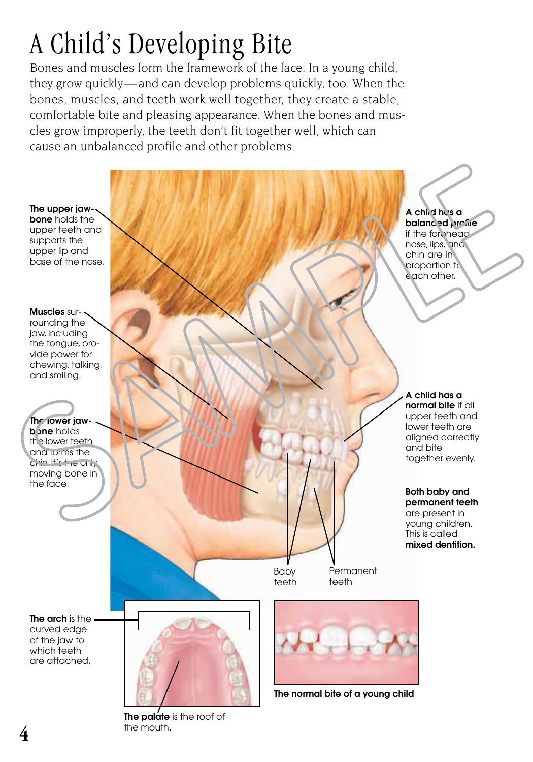# A Child's Developing Bite

Bones and muscles form the framework of the face. In a young child, they grow quickly—and can develop problems quickly, too. When the bones, muscles, and teeth work well together, they create a stable, comfortable bite and pleasing appearance. When the bones and muscles grow improperly, the teeth don't fit together well, which can cause an unbalanced profile and other problems.

**The upper jawbone** holds the upper teeth and supports the upper lip and base of the nose.

**Muscles** surrounding the jaw, including the tongue, provide power for chewing, talking, and smiling.

**The lower jawbone** holds the lower teeth and forms the chin. It's the only moving bone in the face.

**A child has a balanced profile** if the forehead, nose, lips, and chin are in proportion to each other.

**A child has a normal bite** if all upper teeth and lower teeth are aligned correctly and bite together evenly.

**Both baby and permanent teeth** are present in young children. This is called **mixed dentition.**

Baby teeth

Permanent teeth

**The arch** is the curved edge of the jaw to which teeth are attached.

**The palate** is the roof of the mouth.

**The normal bite of a young child**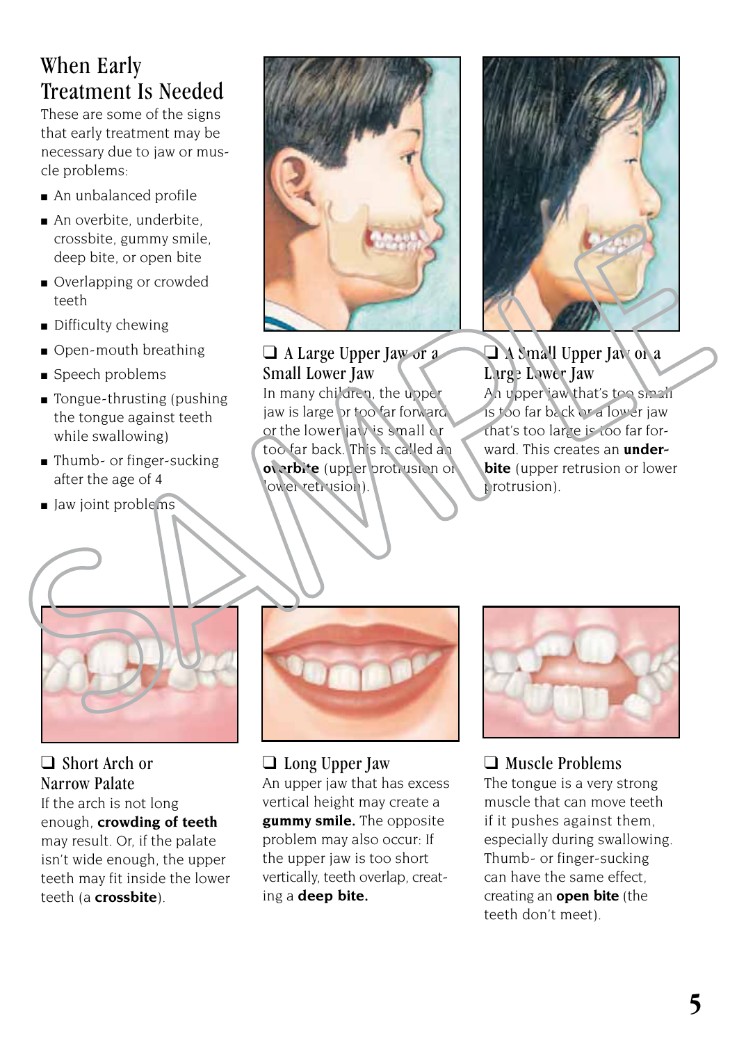## When Early Treatment Is Needed

These are some of the signs that early treatment may be necessary due to jaw or muscle problems:

- An unbalanced profile
- An overbite, underbite, crossbite, gummy smile, deep bite, or open bite
- Overlapping or crowded teeth
- Difficulty chewing
- Open-mouth breathing
- Speech problems
- Tongue-thrusting (pushing the tongue against teeth while swallowing)
- Thumb- or finger-sucking after the age of 4
- Jaw joint problems

### ❑ A Large Upper Jaw or a Small Lower Jaw

In many children, the upper jaw is large or too far forward or the lower jaw is small or too far back. This is called an **overbite** (upper protrusion or lower retrusion).

### ❑ A Small Upper Jaw or a Large Lower Jaw

An upper jaw that's too small is too far back or a lower jaw that's too large is too far forward. This creates an **underbite** (upper retrusion or lower protrusion).

### ❑ Short Arch or Narrow Palate

If the arch is not long enough, **crowding of teeth** may result. Or, if the palate isn't wide enough, the upper teeth may fit inside the lower teeth (a **crossbite**).

### ❑ Long Upper Jaw

An upper jaw that has excess vertical height may create a **gummy smile.** The opposite problem may also occur: If the upper jaw is too short vertically, teeth overlap, creating a **deep bite.**

### ❑ Muscle Problems

The tongue is a very strong muscle that can move teeth if it pushes against them, especially during swallowing. Thumb- or finger-sucking can have the same effect, creating an **open bite** (the teeth don't meet).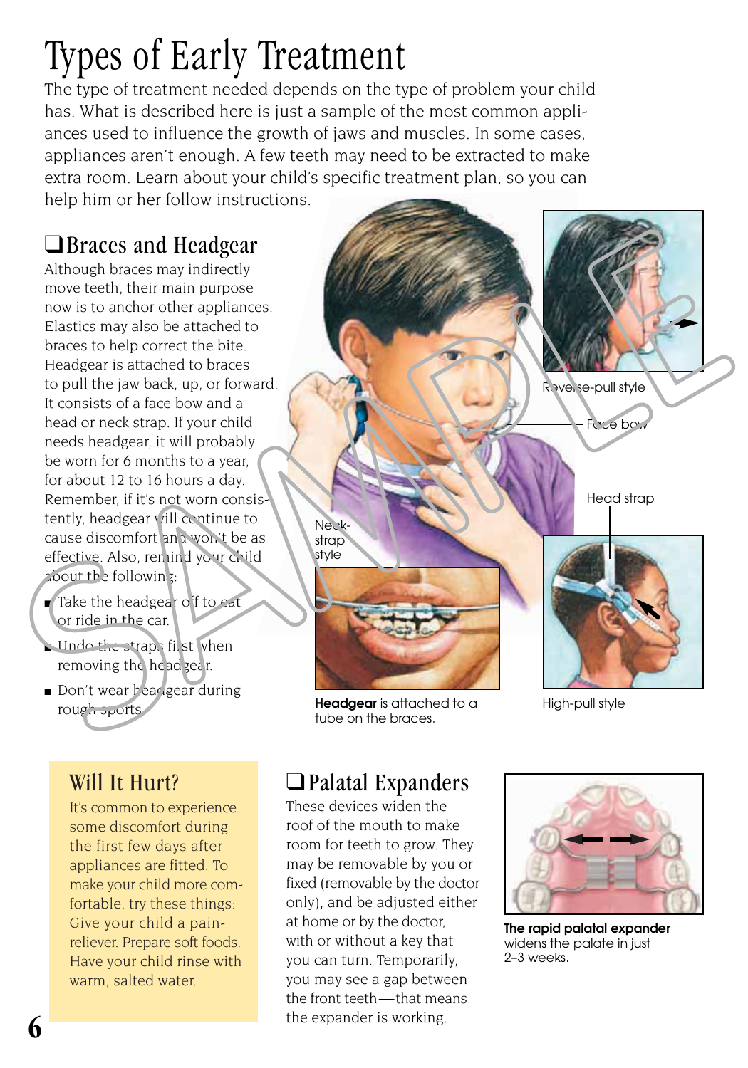# Types of Early Treatment

The type of treatment needed depends on the type of problem your child has. What is described here is just a sample of the most common appliances used to influence the growth of jaws and muscles. In some cases, appliances aren't enough. A few teeth may need to be extracted to make extra room. Learn about your child's specific treatment plan, so you can help him or her follow instructions.

## ❑ Braces and Headgear

Although braces may indirectly move teeth, their main purpose now is to anchor other appliances. Elastics may also be attached to braces to help correct the bite. Headgear is attached to braces to pull the jaw back, up, or forward. It consists of a face bow and a head or neck strap. If your child needs headgear, it will probably be worn for 6 months to a year, for about 12 to 16 hours a day. Remember, if it's not worn consistently, headgear will continue to cause discomfort and won't be as effective. Also, remind your child about the following:

- Take the headgear off to eat or ride in the car.
- Undo the straps first when removing the headgear.
- Don't wear headgear during rough sports.

Reverse-pull style

Face bow

Head strap

Neck-strap style

**Headgear** is attached to a tube on the braces.

High-pull style

## Will It Hurt?

It's common to experience some discomfort during the first few days after appliances are fitted. To make your child more comfortable, try these things: Give your child a pain-reliever. Prepare soft foods. Have your child rinse with warm, salted water.

## ❑ Palatal Expanders

These devices widen the roof of the mouth to make room for teeth to grow. They may be removable by you or fixed (removable by the doctor only), and be adjusted either at home or by the doctor, with or without a key that you can turn. Temporarily, you may see a gap between the front teeth—that means the expander is working.

**The rapid palatal expander** widens the palate in just 2–3 weeks.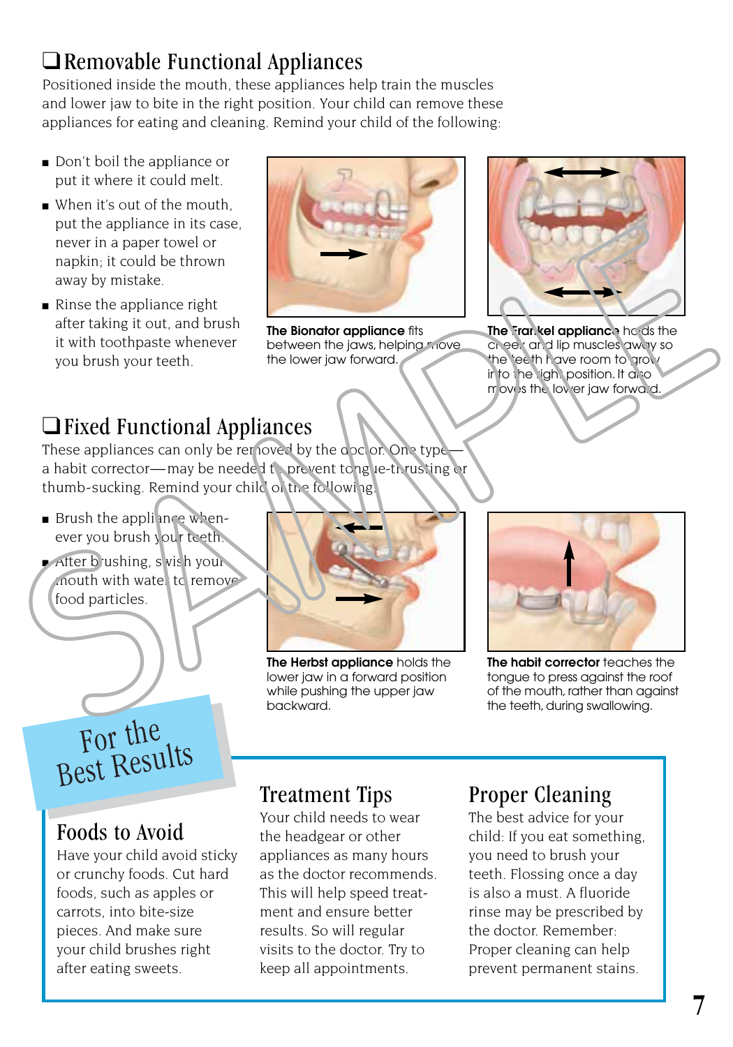## ❑ Removable Functional Appliances

Positioned inside the mouth, these appliances help train the muscles and lower jaw to bite in the right position. Your child can remove these appliances for eating and cleaning. Remind your child of the following:

- Don't boil the appliance or put it where it could melt.
- When it's out of the mouth, put the appliance in its case, never in a paper towel or napkin; it could be thrown away by mistake.
- Rinse the appliance right after taking it out, and brush it with toothpaste whenever you brush your teeth.

**The Bionator appliance** fits between the jaws, helping move the lower jaw forward.

**The Frankel appliance** holds the cheek and lip muscles away so the teeth have room to grow into the right position. It also moves the lower jaw forward.

## ❑ Fixed Functional Appliances

These appliances can only be removed by the doctor. One type—a habit corrector—may be needed to prevent tongue-thrusting or thumb-sucking. Remind your child of the following:

- Brush the appliance whenever you brush your teeth.
- After brushing, swish your mouth with water to remove food particles.

**The Herbst appliance** holds the lower jaw in a forward position while pushing the upper jaw backward.

**The habit corrector** teaches the tongue to press against the roof of the mouth, rather than against the teeth, during swallowing.

## For the Best Results

### Foods to Avoid

Have your child avoid sticky or crunchy foods. Cut hard foods, such as apples or carrots, into bite-size pieces. And make sure your child brushes right after eating sweets.

### Treatment Tips

Your child needs to wear the headgear or other appliances as many hours as the doctor recommends. This will help speed treatment and ensure better results. So will regular visits to the doctor. Try to keep all appointments.

### Proper Cleaning

The best advice for your child: If you eat something, you need to brush your teeth. Flossing once a day is also a must. A fluoride rinse may be prescribed by the doctor. Remember: Proper cleaning can help prevent permanent stains.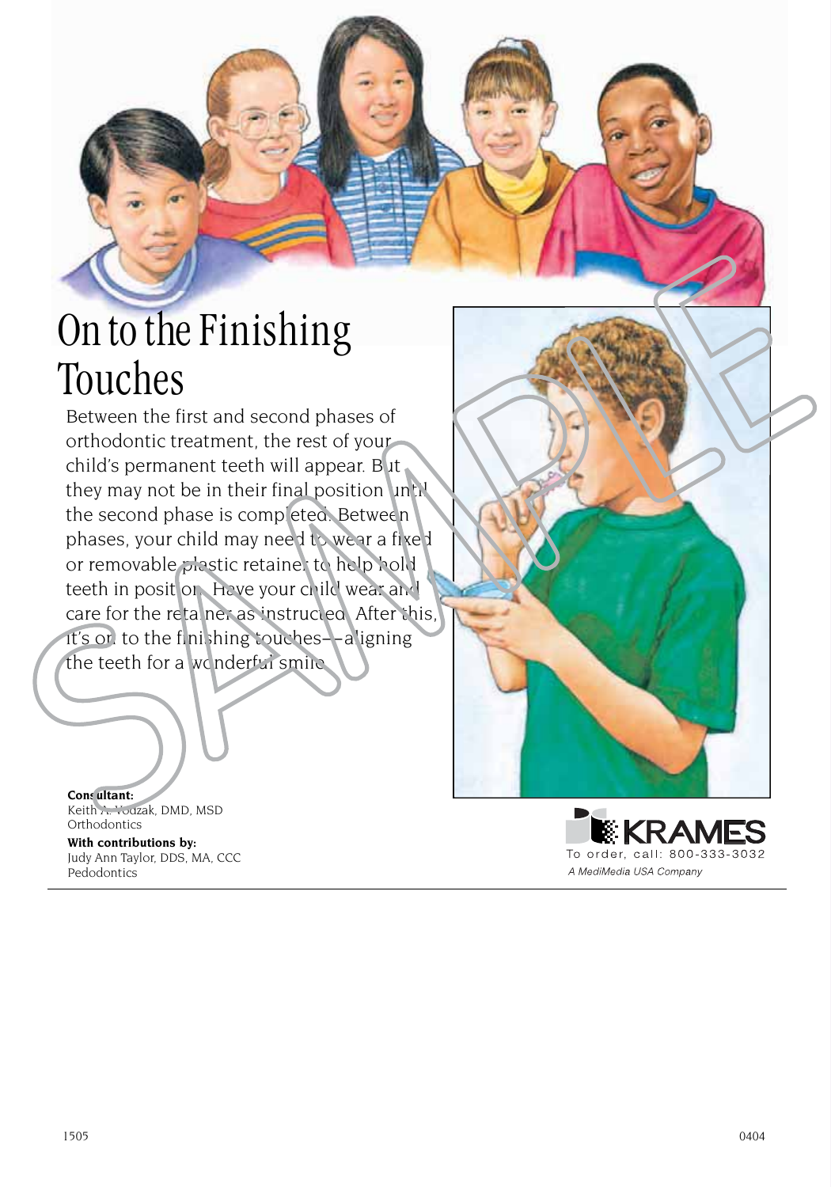# On to the Finishing Touches

Between the first and second phases of orthodontic treatment, the rest of your child's permanent teeth will appear. But they may not be in their final position until the second phase is completed. Between phases, your child may need to wear a fixed or removable plastic retainer to help hold teeth in position. Have your child wear and care for the retainer as instructed. After this, it's on to the finishing touches—aligning the teeth for a wonderful smile.

**Consultant:**
Keith A. Voudzak, DMD, MSD
Orthodontics

**With contributions by:**
Judy Ann Taylor, DDS, MA, CCC
Pedodontics

KRAMES
To order, call: 800-333-3032
*A MediMedia USA Company*

1505

0404